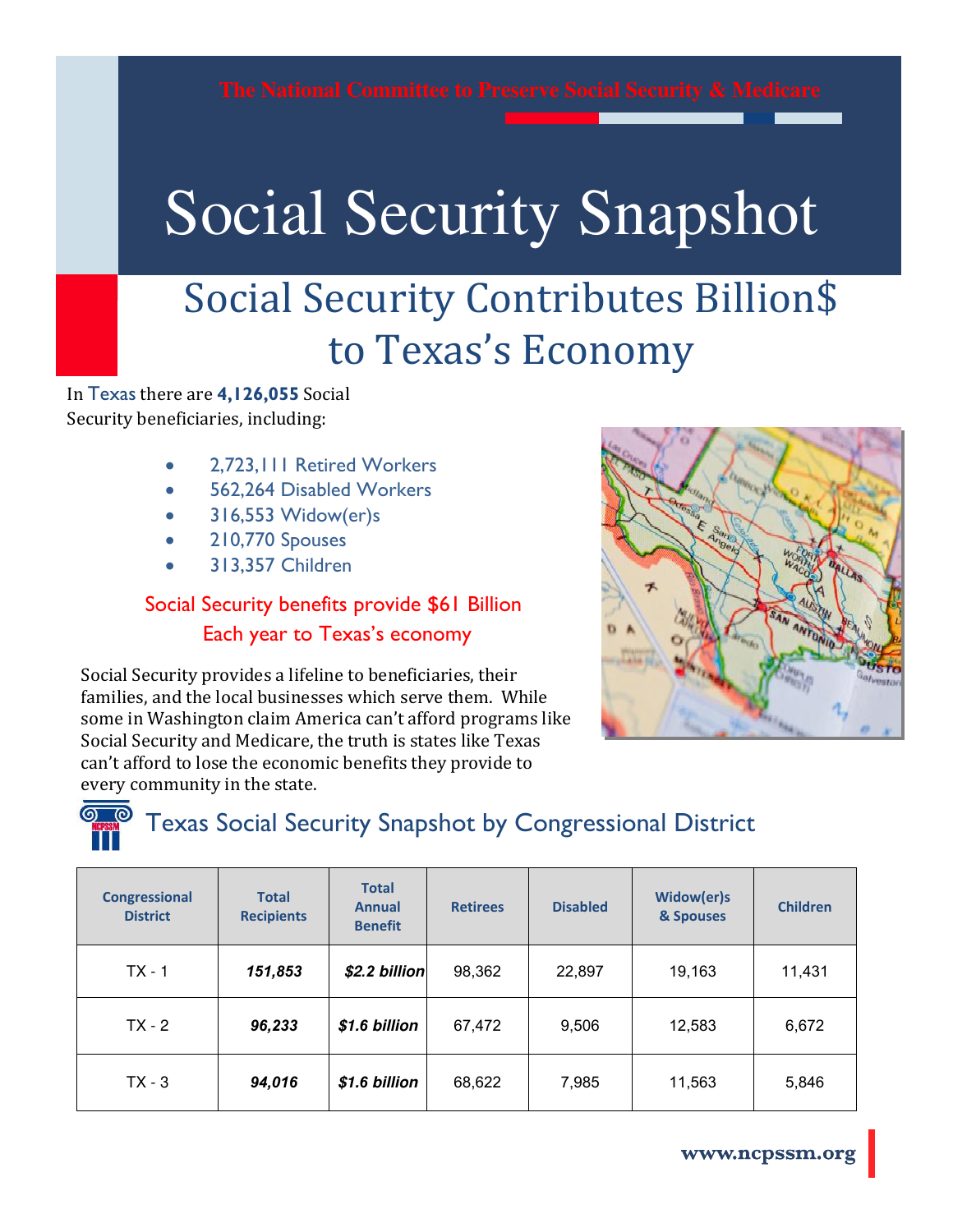The National Committee to Preserve Social Security & Medicare

# Social Security Snapshot

## Social Security Contributes Billion$ to Texas's Economy

In Texas there are **4,126,055** Social Security beneficiaries, including:

- 2,723,111 Retired Workers
- 562,264 Disabled Workers
- 316,553 Widow(er)s
- 210,770 Spouses
- 313,357 Children

Social Security benefits provide $61 Billion Each year to Texas's economy

Social Security provides a lifeline to beneficiaries, their families, and the local businesses which serve them. While some in Washington claim America can't afford programs like Social Security and Medicare, the truth is states like Texas can't afford to lose the economic benefits they provide to every community in the state.

## Texas Social Security Snapshot by Congressional District

| Congressional District | Total Recipients | Total Annual Benefit | Retirees | Disabled | Widow(er)s & Spouses | Children |
|---|---|---|---|---|---|---|
| TX - 1 | ***151,853*** | ***$2.2 billion*** | 98,362 | 22,897 | 19,163 | 11,431 |
| TX - 2 | ***96,233*** | ***$1.6 billion*** | 67,472 | 9,506 | 12,583 | 6,672 |
| TX - 3 | ***94,016*** | ***$1.6 billion*** | 68,622 | 7,985 | 11,563 | 5,846 |

www.ncpssm.org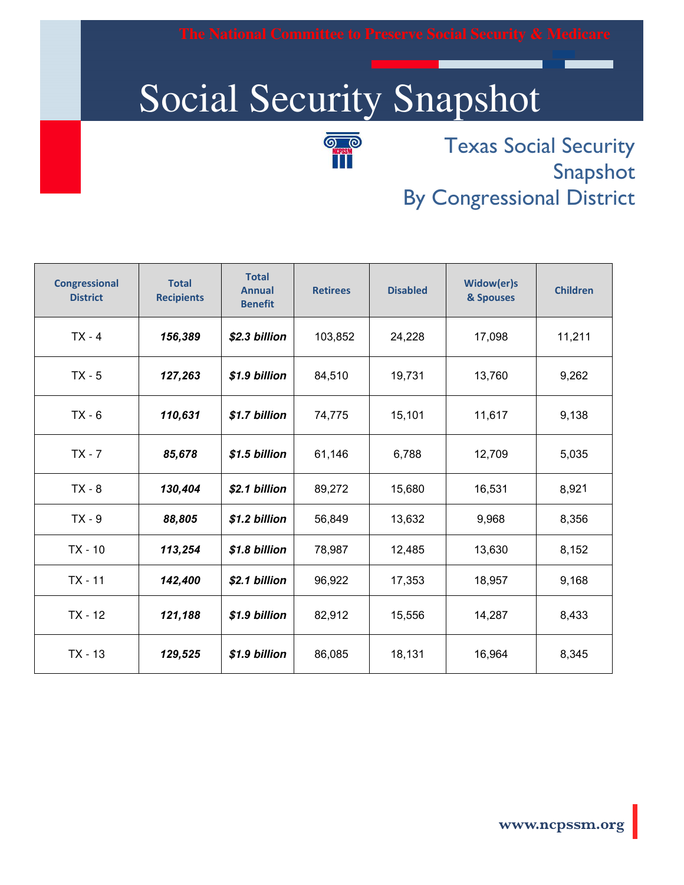The National Committee to Preserve Social Security & Medicare

# Social Security Snapshot

## Texas Social Security Snapshot By Congressional District

| Congressional District | Total Recipients | Total Annual Benefit | Retirees | Disabled | Widow(er)s & Spouses | Children |
|---|---|---|---|---|---|---|
| TX - 4 | ***156,389*** | ***$2.3 billion*** | 103,852 | 24,228 | 17,098 | 11,211 |
| TX - 5 | ***127,263*** | ***$1.9 billion*** | 84,510 | 19,731 | 13,760 | 9,262 |
| TX - 6 | ***110,631*** | ***$1.7 billion*** | 74,775 | 15,101 | 11,617 | 9,138 |
| TX - 7 | ***85,678*** | ***$1.5 billion*** | 61,146 | 6,788 | 12,709 | 5,035 |
| TX - 8 | ***130,404*** | ***$2.1 billion*** | 89,272 | 15,680 | 16,531 | 8,921 |
| TX - 9 | ***88,805*** | ***$1.2 billion*** | 56,849 | 13,632 | 9,968 | 8,356 |
| TX - 10 | ***113,254*** | ***$1.8 billion*** | 78,987 | 12,485 | 13,630 | 8,152 |
| TX - 11 | ***142,400*** | ***$2.1 billion*** | 96,922 | 17,353 | 18,957 | 9,168 |
| TX - 12 | ***121,188*** | ***$1.9 billion*** | 82,912 | 15,556 | 14,287 | 8,433 |
| TX - 13 | ***129,525*** | ***$1.9 billion*** | 86,085 | 18,131 | 16,964 | 8,345 |

www.ncpssm.org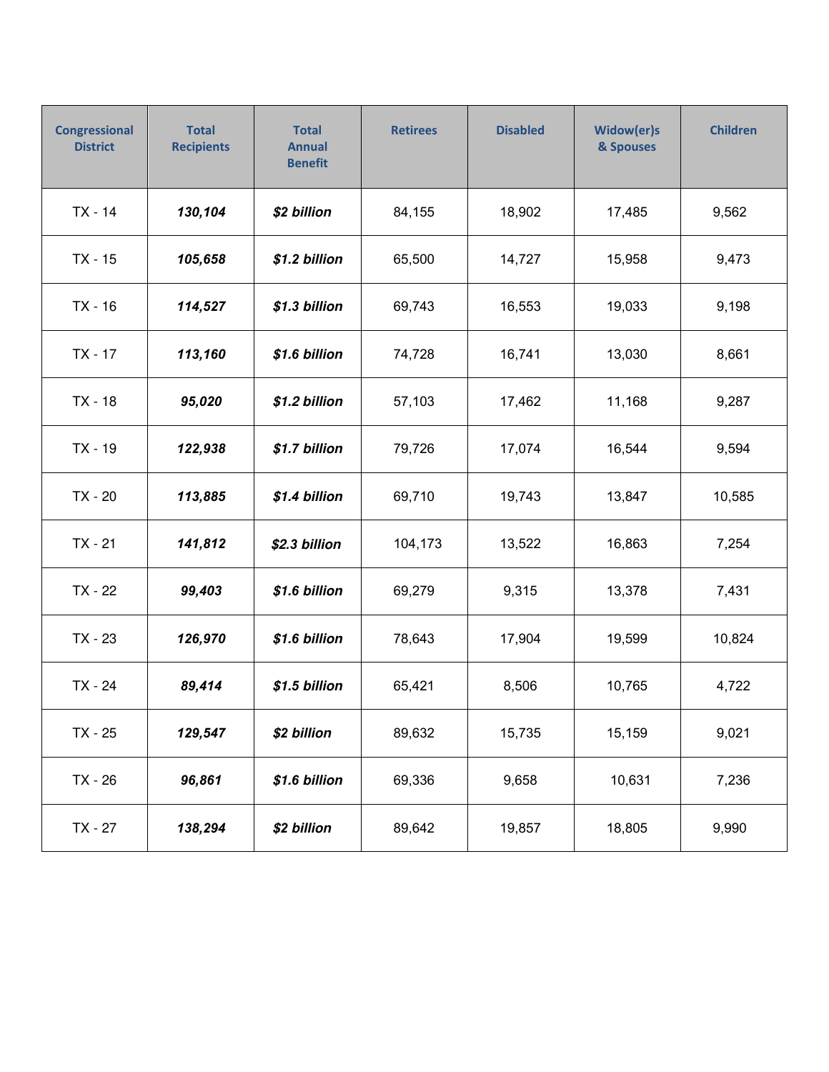| Congressional District | Total Recipients | Total Annual Benefit | Retirees | Disabled | Widow(er)s & Spouses | Children |
|---|---|---|---|---|---|---|
| TX - 14 | ***130,104*** | ***$2 billion*** | 84,155 | 18,902 | 17,485 | 9,562 |
| TX - 15 | ***105,658*** | ***$1.2 billion*** | 65,500 | 14,727 | 15,958 | 9,473 |
| TX - 16 | ***114,527*** | ***$1.3 billion*** | 69,743 | 16,553 | 19,033 | 9,198 |
| TX - 17 | ***113,160*** | ***$1.6 billion*** | 74,728 | 16,741 | 13,030 | 8,661 |
| TX - 18 | ***95,020*** | ***$1.2 billion*** | 57,103 | 17,462 | 11,168 | 9,287 |
| TX - 19 | ***122,938*** | ***$1.7 billion*** | 79,726 | 17,074 | 16,544 | 9,594 |
| TX - 20 | ***113,885*** | ***$1.4 billion*** | 69,710 | 19,743 | 13,847 | 10,585 |
| TX - 21 | ***141,812*** | ***$2.3 billion*** | 104,173 | 13,522 | 16,863 | 7,254 |
| TX - 22 | ***99,403*** | ***$1.6 billion*** | 69,279 | 9,315 | 13,378 | 7,431 |
| TX - 23 | ***126,970*** | ***$1.6 billion*** | 78,643 | 17,904 | 19,599 | 10,824 |
| TX - 24 | ***89,414*** | ***$1.5 billion*** | 65,421 | 8,506 | 10,765 | 4,722 |
| TX - 25 | ***129,547*** | ***$2 billion*** | 89,632 | 15,735 | 15,159 | 9,021 |
| TX - 26 | ***96,861*** | ***$1.6 billion*** | 69,336 | 9,658 | 10,631 | 7,236 |
| TX - 27 | ***138,294*** | ***$2 billion*** | 89,642 | 19,857 | 18,805 | 9,990 |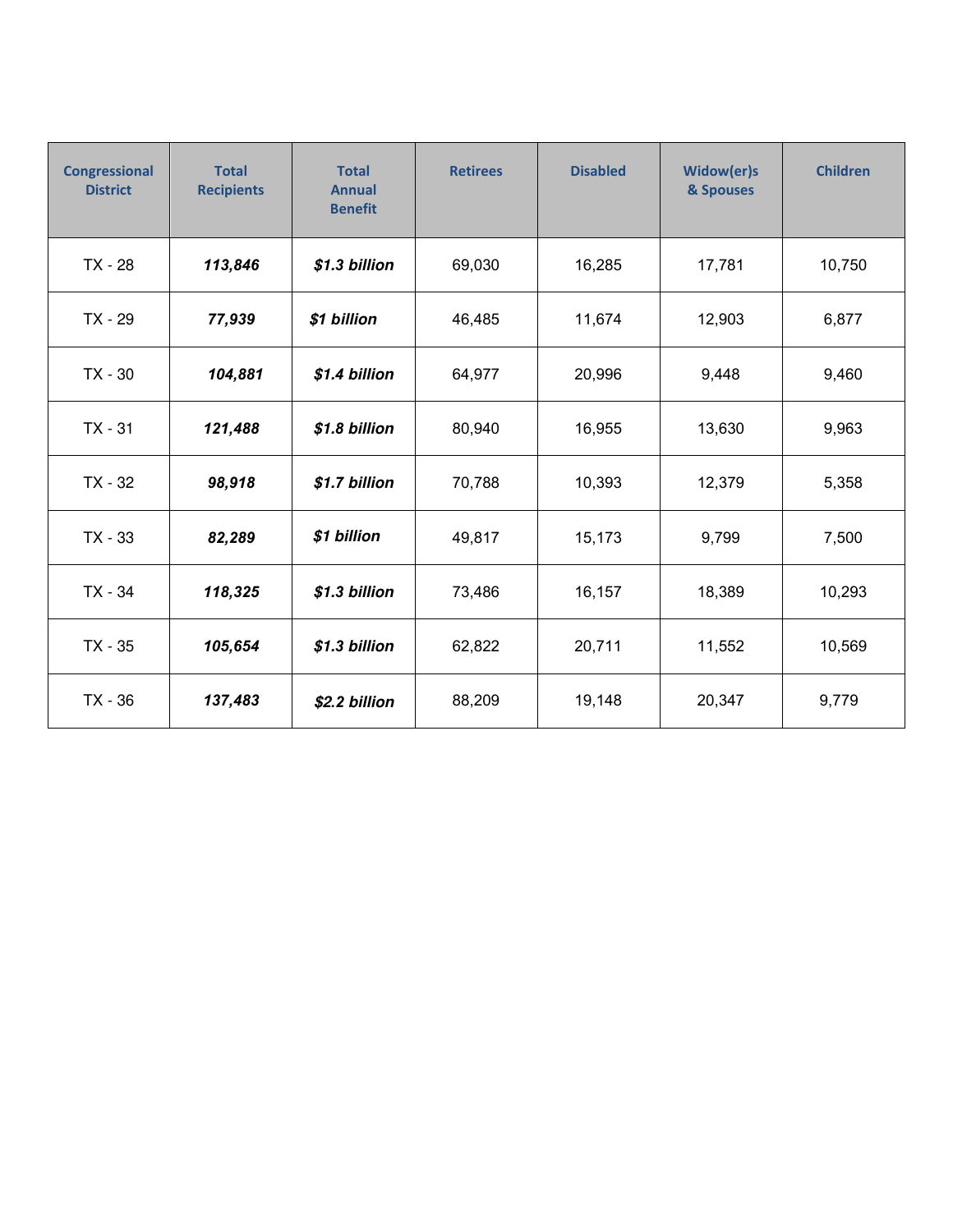| Congressional District | Total Recipients | Total Annual Benefit | Retirees | Disabled | Widow(er)s & Spouses | Children |
| --- | --- | --- | --- | --- | --- | --- |
| TX - 28 | ***113,846*** | ***$1.3 billion*** | 69,030 | 16,285 | 17,781 | 10,750 |
| TX - 29 | ***77,939*** | ***$1 billion*** | 46,485 | 11,674 | 12,903 | 6,877 |
| TX - 30 | ***104,881*** | ***$1.4 billion*** | 64,977 | 20,996 | 9,448 | 9,460 |
| TX - 31 | ***121,488*** | ***$1.8 billion*** | 80,940 | 16,955 | 13,630 | 9,963 |
| TX - 32 | ***98,918*** | ***$1.7 billion*** | 70,788 | 10,393 | 12,379 | 5,358 |
| TX - 33 | ***82,289*** | ***$1 billion*** | 49,817 | 15,173 | 9,799 | 7,500 |
| TX - 34 | ***118,325*** | ***$1.3 billion*** | 73,486 | 16,157 | 18,389 | 10,293 |
| TX - 35 | ***105,654*** | ***$1.3 billion*** | 62,822 | 20,711 | 11,552 | 10,569 |
| TX - 36 | ***137,483*** | ***$2.2 billion*** | 88,209 | 19,148 | 20,347 | 9,779 |